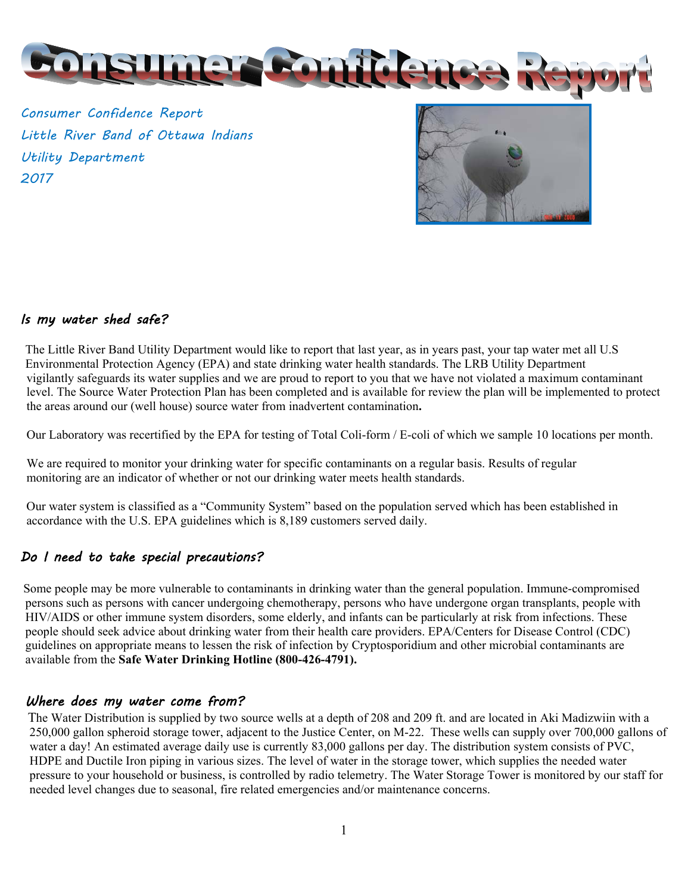# Consumer Confidence Report

*Consumer Confidence Report*
*Little River Band of Ottawa Indians*
*Utility Department*
*2017*

## *Is my water shed safe?*

The Little River Band Utility Department would like to report that last year, as in years past, your tap water met all U.S Environmental Protection Agency (EPA) and state drinking water health standards. The LRB Utility Department vigilantly safeguards its water supplies and we are proud to report to you that we have not violated a maximum contaminant level. The Source Water Protection Plan has been completed and is available for review the plan will be implemented to protect the areas around our (well house) source water from inadvertent contamination**.**

Our Laboratory was recertified by the EPA for testing of Total Coli-form / E-coli of which we sample 10 locations per month.

We are required to monitor your drinking water for specific contaminants on a regular basis. Results of regular monitoring are an indicator of whether or not our drinking water meets health standards.

Our water system is classified as a "Community System" based on the population served which has been established in accordance with the U.S. EPA guidelines which is 8,189 customers served daily.

## *Do I need to take special precautions?*

Some people may be more vulnerable to contaminants in drinking water than the general population. Immune-compromised persons such as persons with cancer undergoing chemotherapy, persons who have undergone organ transplants, people with HIV/AIDS or other immune system disorders, some elderly, and infants can be particularly at risk from infections. These people should seek advice about drinking water from their health care providers. EPA/Centers for Disease Control (CDC) guidelines on appropriate means to lessen the risk of infection by Cryptosporidium and other microbial contaminants are available from the **Safe Water Drinking Hotline (800-426-4791).**

## *Where does my water come from?*

The Water Distribution is supplied by two source wells at a depth of 208 and 209 ft. and are located in Aki Madizwiin with a 250,000 gallon spheroid storage tower, adjacent to the Justice Center, on M-22. These wells can supply over 700,000 gallons of water a day! An estimated average daily use is currently 83,000 gallons per day. The distribution system consists of PVC, HDPE and Ductile Iron piping in various sizes. The level of water in the storage tower, which supplies the needed water pressure to your household or business, is controlled by radio telemetry. The Water Storage Tower is monitored by our staff for needed level changes due to seasonal, fire related emergencies and/or maintenance concerns.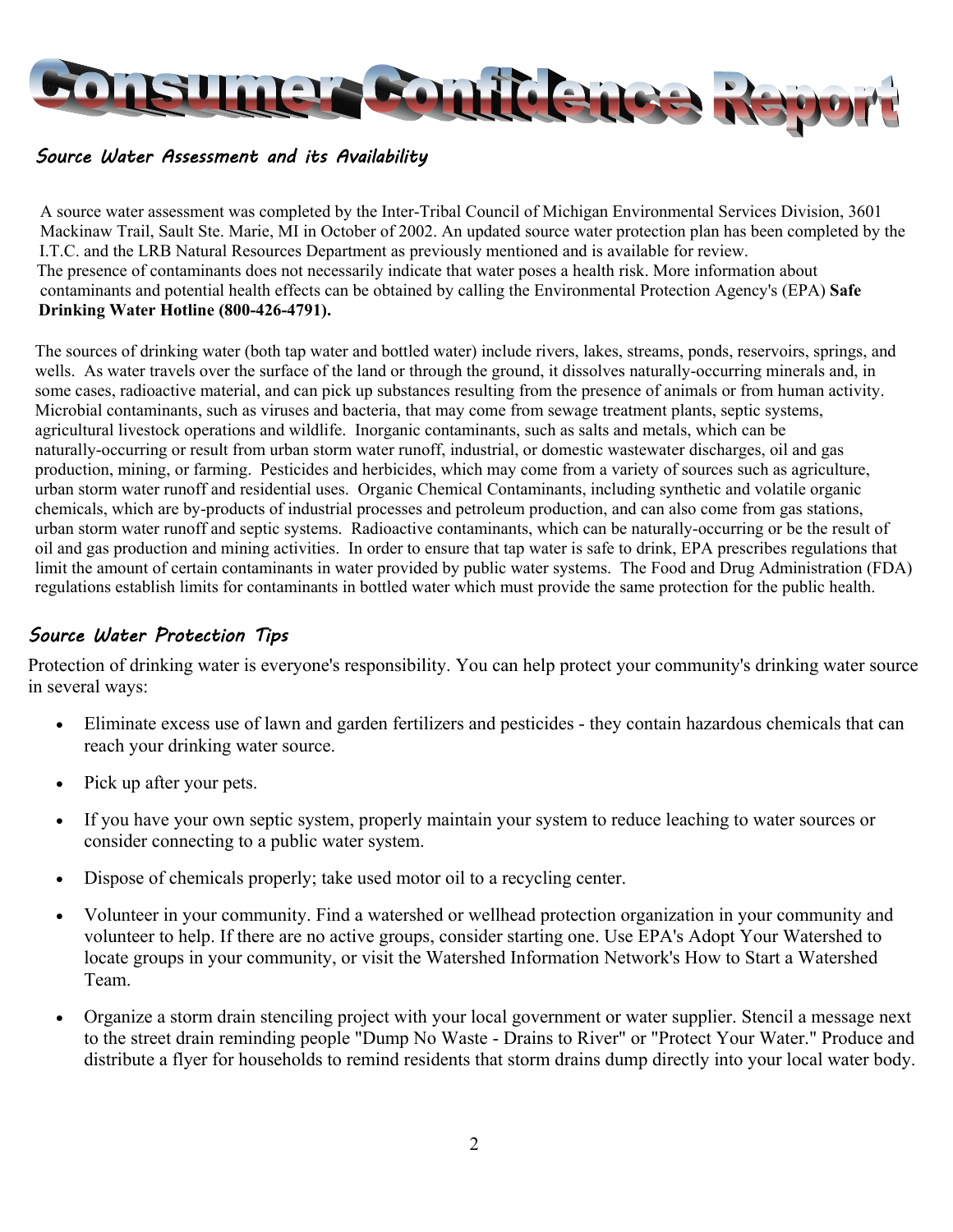# Consumer Confidence Report

## Source Water Assessment and its Availability

A source water assessment was completed by the Inter-Tribal Council of Michigan Environmental Services Division, 3601 Mackinaw Trail, Sault Ste. Marie, MI in October of 2002. An updated source water protection plan has been completed by the I.T.C. and the LRB Natural Resources Department as previously mentioned and is available for review.
The presence of contaminants does not necessarily indicate that water poses a health risk. More information about contaminants and potential health effects can be obtained by calling the Environmental Protection Agency's (EPA) **Safe Drinking Water Hotline (800-426-4791).**

The sources of drinking water (both tap water and bottled water) include rivers, lakes, streams, ponds, reservoirs, springs, and wells. As water travels over the surface of the land or through the ground, it dissolves naturally-occurring minerals and, in some cases, radioactive material, and can pick up substances resulting from the presence of animals or from human activity. Microbial contaminants, such as viruses and bacteria, that may come from sewage treatment plants, septic systems, agricultural livestock operations and wildlife. Inorganic contaminants, such as salts and metals, which can be naturally-occurring or result from urban storm water runoff, industrial, or domestic wastewater discharges, oil and gas production, mining, or farming. Pesticides and herbicides, which may come from a variety of sources such as agriculture, urban storm water runoff and residential uses. Organic Chemical Contaminants, including synthetic and volatile organic chemicals, which are by-products of industrial processes and petroleum production, and can also come from gas stations, urban storm water runoff and septic systems. Radioactive contaminants, which can be naturally-occurring or be the result of oil and gas production and mining activities. In order to ensure that tap water is safe to drink, EPA prescribes regulations that limit the amount of certain contaminants in water provided by public water systems. The Food and Drug Administration (FDA) regulations establish limits for contaminants in bottled water which must provide the same protection for the public health.

## Source Water Protection Tips

Protection of drinking water is everyone's responsibility. You can help protect your community's drinking water source in several ways:

- Eliminate excess use of lawn and garden fertilizers and pesticides - they contain hazardous chemicals that can reach your drinking water source.
- Pick up after your pets.
- If you have your own septic system, properly maintain your system to reduce leaching to water sources or consider connecting to a public water system.
- Dispose of chemicals properly; take used motor oil to a recycling center.
- Volunteer in your community. Find a watershed or wellhead protection organization in your community and volunteer to help. If there are no active groups, consider starting one. Use EPA's Adopt Your Watershed to locate groups in your community, or visit the Watershed Information Network's How to Start a Watershed Team.
- Organize a storm drain stenciling project with your local government or water supplier. Stencil a message next to the street drain reminding people "Dump No Waste - Drains to River" or "Protect Your Water." Produce and distribute a flyer for households to remind residents that storm drains dump directly into your local water body.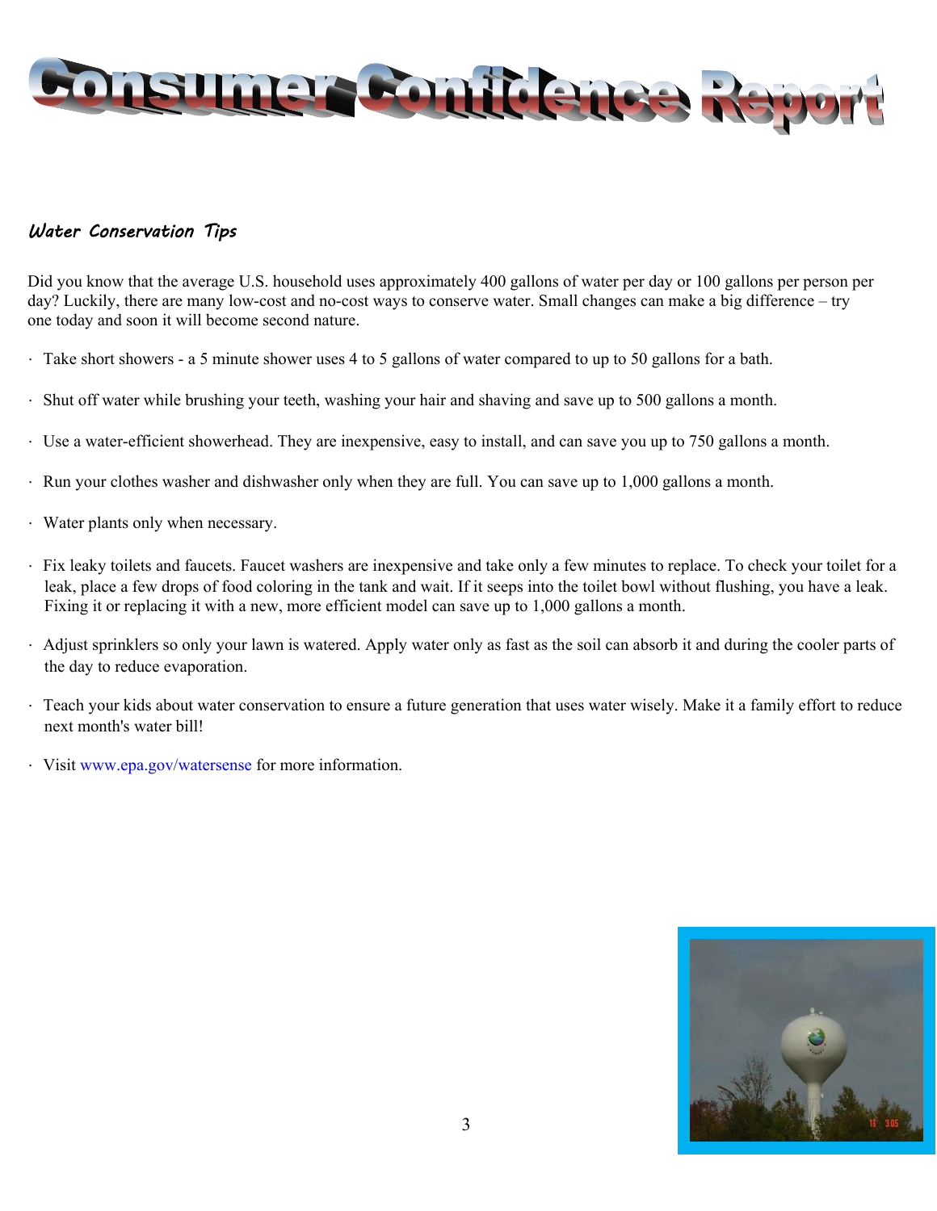# Consumer Confidence Report

## *Water Conservation Tips*

Did you know that the average U.S. household uses approximately 400 gallons of water per day or 100 gallons per person per day? Luckily, there are many low-cost and no-cost ways to conserve water. Small changes can make a big difference – try one today and soon it will become second nature.

- Take short showers - a 5 minute shower uses 4 to 5 gallons of water compared to up to 50 gallons for a bath.
- Shut off water while brushing your teeth, washing your hair and shaving and save up to 500 gallons a month.
- Use a water-efficient showerhead. They are inexpensive, easy to install, and can save you up to 750 gallons a month.
- Run your clothes washer and dishwasher only when they are full. You can save up to 1,000 gallons a month.
- Water plants only when necessary.
- Fix leaky toilets and faucets. Faucet washers are inexpensive and take only a few minutes to replace. To check your toilet for a leak, place a few drops of food coloring in the tank and wait. If it seeps into the toilet bowl without flushing, you have a leak. Fixing it or replacing it with a new, more efficient model can save up to 1,000 gallons a month.
- Adjust sprinklers so only your lawn is watered. Apply water only as fast as the soil can absorb it and during the cooler parts of the day to reduce evaporation.
- Teach your kids about water conservation to ensure a future generation that uses water wisely. Make it a family effort to reduce next month's water bill!
- Visit www.epa.gov/watersense for more information.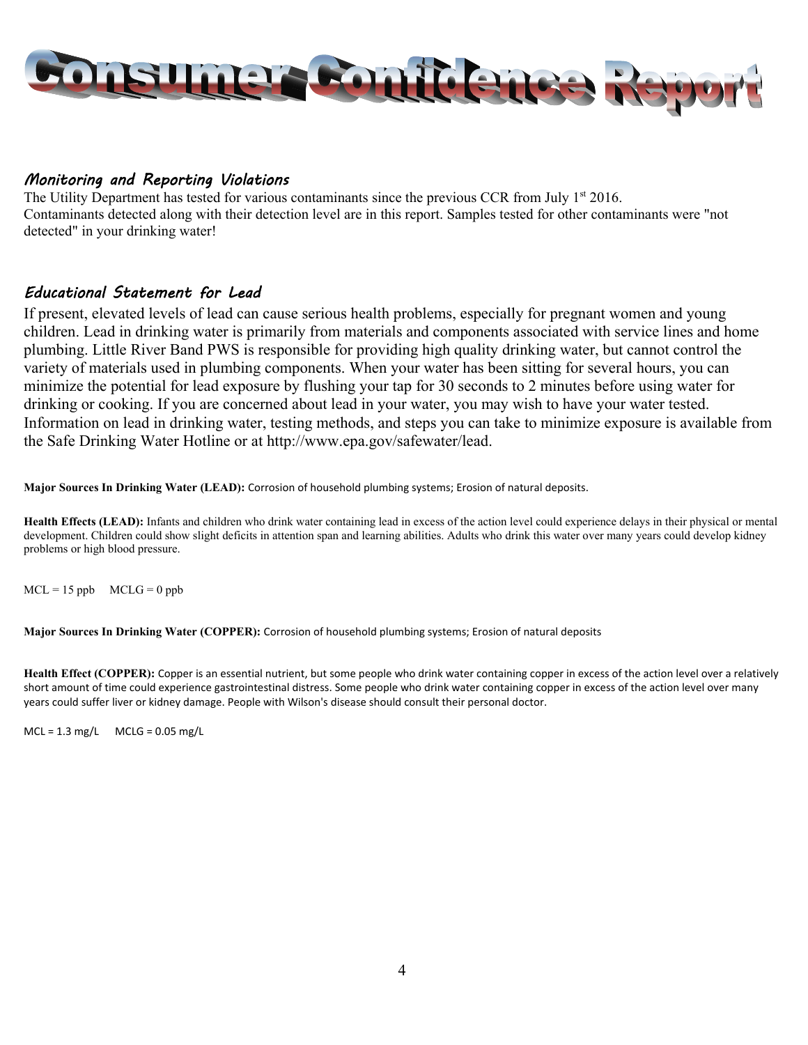# Consumer Confidence Report

### *Monitoring and Reporting Violations*

The Utility Department has tested for various contaminants since the previous CCR from July 1st 2016.
Contaminants detected along with their detection level are in this report. Samples tested for other contaminants were "not detected" in your drinking water!

### *Educational Statement for Lead*

If present, elevated levels of lead can cause serious health problems, especially for pregnant women and young children. Lead in drinking water is primarily from materials and components associated with service lines and home plumbing. Little River Band PWS is responsible for providing high quality drinking water, but cannot control the variety of materials used in plumbing components. When your water has been sitting for several hours, you can minimize the potential for lead exposure by flushing your tap for 30 seconds to 2 minutes before using water for drinking or cooking. If you are concerned about lead in your water, you may wish to have your water tested. Information on lead in drinking water, testing methods, and steps you can take to minimize exposure is available from the Safe Drinking Water Hotline or at http://www.epa.gov/safewater/lead.

**Major Sources In Drinking Water (LEAD):** Corrosion of household plumbing systems; Erosion of natural deposits.

**Health Effects (LEAD):** Infants and children who drink water containing lead in excess of the action level could experience delays in their physical or mental development. Children could show slight deficits in attention span and learning abilities. Adults who drink this water over many years could develop kidney problems or high blood pressure.

MCL = 15 ppb MCLG = 0 ppb

**Major Sources In Drinking Water (COPPER):** Corrosion of household plumbing systems; Erosion of natural deposits

**Health Effect (COPPER):** Copper is an essential nutrient, but some people who drink water containing copper in excess of the action level over a relatively short amount of time could experience gastrointestinal distress. Some people who drink water containing copper in excess of the action level over many years could suffer liver or kidney damage. People with Wilson's disease should consult their personal doctor.

MCL = 1.3 mg/L MCLG = 0.05 mg/L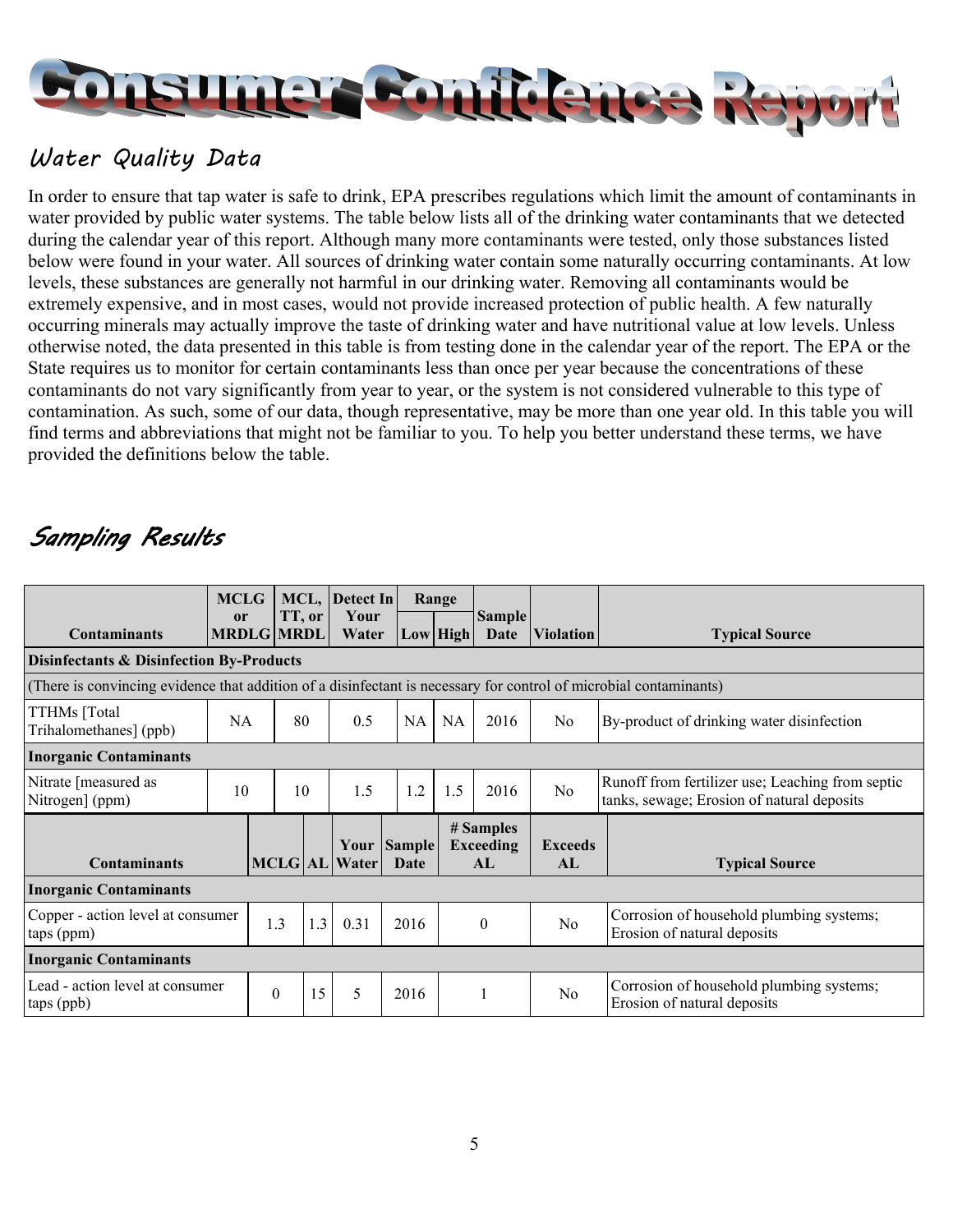# Consumer Confidence Report

## Water Quality Data

In order to ensure that tap water is safe to drink, EPA prescribes regulations which limit the amount of contaminants in water provided by public water systems. The table below lists all of the drinking water contaminants that we detected during the calendar year of this report. Although many more contaminants were tested, only those substances listed below were found in your water. All sources of drinking water contain some naturally occurring contaminants. At low levels, these substances are generally not harmful in our drinking water. Removing all contaminants would be extremely expensive, and in most cases, would not provide increased protection of public health. A few naturally occurring minerals may actually improve the taste of drinking water and have nutritional value at low levels. Unless otherwise noted, the data presented in this table is from testing done in the calendar year of the report. The EPA or the State requires us to monitor for certain contaminants less than once per year because the concentrations of these contaminants do not vary significantly from year to year, or the system is not considered vulnerable to this type of contamination. As such, some of our data, though representative, may be more than one year old. In this table you will find terms and abbreviations that might not be familiar to you. To help you better understand these terms, we have provided the definitions below the table.

## Sampling Results

| Contaminants | MCLG or MRDLG | MCL, TT, or MRDL | Detect In Your Water | Range | | Sample Date | Violation | Typical Source |
|---|---|---|---|---|---|---|---|---|
| | | | | Low | High | | | |
| **Disinfectants & Disinfection By-Products** | | | | | | | | |
| (There is convincing evidence that addition of a disinfectant is necessary for control of microbial contaminants) | | | | | | | | |
| TTHMs [Total Trihalomethanes] (ppb) | NA | 80 | 0.5 | NA | NA | 2016 | No | By-product of drinking water disinfection |
| **Inorganic Contaminants** | | | | | | | | |
| Nitrate [measured as Nitrogen] (ppm) | 10 | 10 | 1.5 | 1.2 | 1.5 | 2016 | No | Runoff from fertilizer use; Leaching from septic tanks, sewage; Erosion of natural deposits |

| Contaminants | MCLG | AL | Your Water | Sample Date | # Samples Exceeding AL | Exceeds AL | Typical Source |
|---|---|---|---|---|---|---|---|
| **Inorganic Contaminants** | | | | | | | |
| Copper - action level at consumer taps (ppm) | 1.3 | 1.3 | 0.31 | 2016 | 0 | No | Corrosion of household plumbing systems; Erosion of natural deposits |
| **Inorganic Contaminants** | | | | | | | |
| Lead - action level at consumer taps (ppb) | 0 | 15 | 5 | 2016 | 1 | No | Corrosion of household plumbing systems; Erosion of natural deposits |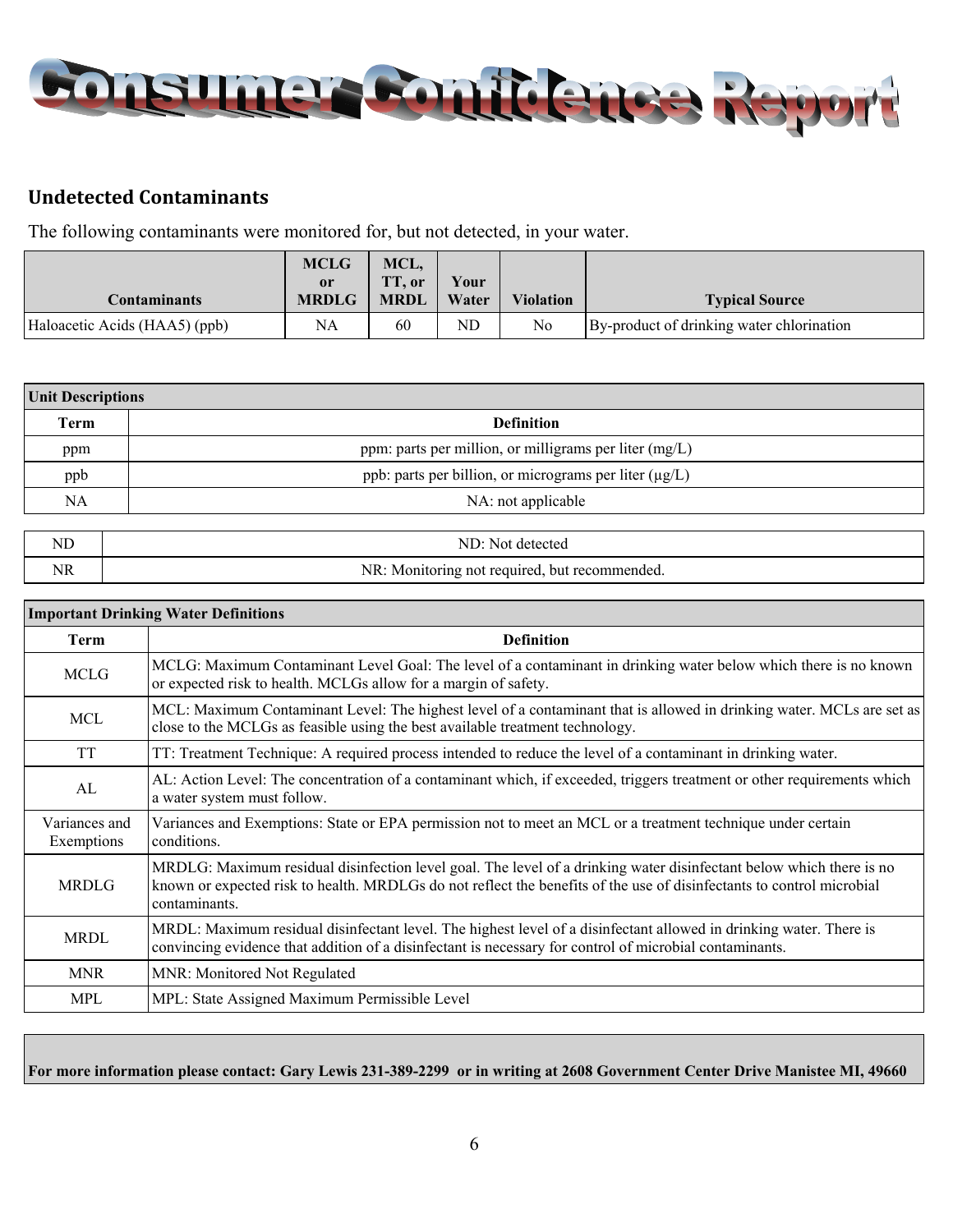# Consumer Confidence Report

## Undetected Contaminants

The following contaminants were monitored for, but not detected, in your water.

| Contaminants | MCLG or MRDLG | MCL, TT, or MRDL | Your Water | Violation | Typical Source |
|---|---|---|---|---|---|
| Haloacetic Acids (HAA5) (ppb) | NA | 60 | ND | No | By-product of drinking water chlorination |

| Unit Descriptions | |
|---|---|
| **Term** | **Definition** |
| ppm | ppm: parts per million, or milligrams per liter (mg/L) |
| ppb | ppb: parts per billion, or micrograms per liter (µg/L) |
| NA | NA: not applicable |
| ND | ND: Not detected |
| NR | NR: Monitoring not required, but recommended. |

| Important Drinking Water Definitions | |
|---|---|
| **Term** | **Definition** |
| MCLG | MCLG: Maximum Contaminant Level Goal: The level of a contaminant in drinking water below which there is no known or expected risk to health. MCLGs allow for a margin of safety. |
| MCL | MCL: Maximum Contaminant Level: The highest level of a contaminant that is allowed in drinking water. MCLs are set as close to the MCLGs as feasible using the best available treatment technology. |
| TT | TT: Treatment Technique: A required process intended to reduce the level of a contaminant in drinking water. |
| AL | AL: Action Level: The concentration of a contaminant which, if exceeded, triggers treatment or other requirements which a water system must follow. |
| Variances and Exemptions | Variances and Exemptions: State or EPA permission not to meet an MCL or a treatment technique under certain conditions. |
| MRDLG | MRDLG: Maximum residual disinfection level goal. The level of a drinking water disinfectant below which there is no known or expected risk to health. MRDLGs do not reflect the benefits of the use of disinfectants to control microbial contaminants. |
| MRDL | MRDL: Maximum residual disinfectant level. The highest level of a disinfectant allowed in drinking water. There is convincing evidence that addition of a disinfectant is necessary for control of microbial contaminants. |
| MNR | MNR: Monitored Not Regulated |
| MPL | MPL: State Assigned Maximum Permissible Level |

**For more information please contact: Gary Lewis 231-389-2299 or in writing at 2608 Government Center Drive Manistee MI, 49660**